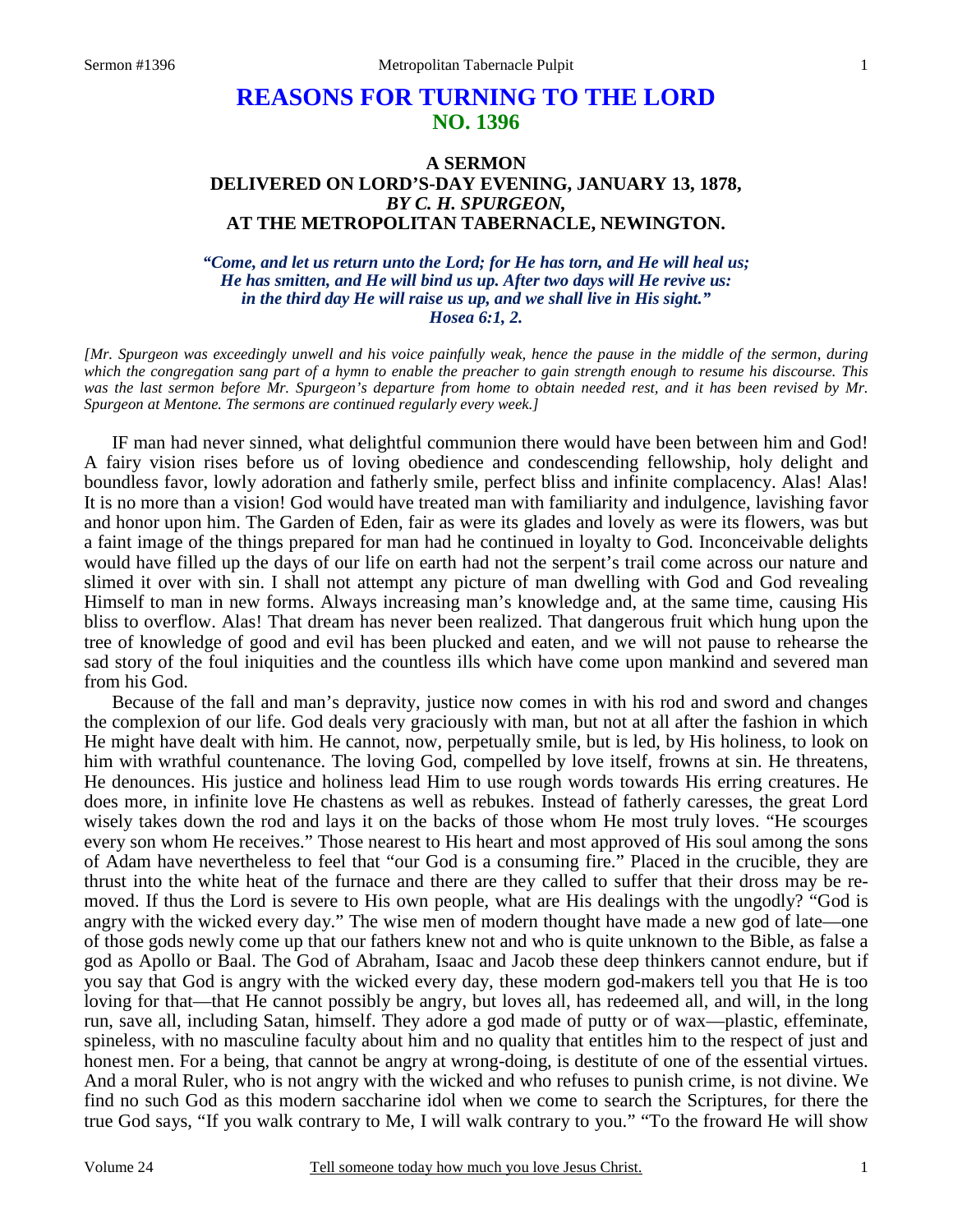# REASONS FOR TURNING TO THE LORD
## NO. 1396

### A SERMON
### DELIVERED ON LORD'S-DAY EVENING, JANUARY 13, 1878,
### *BY C. H. SPURGEON,*
### AT THE METROPOLITAN TABERNACLE, NEWINGTON.

***"Come, and let us return unto the Lord; for He has torn, and He will heal us; He has smitten, and He will bind us up. After two days will He revive us: in the third day He will raise us up, and we shall live in His sight." Hosea 6:1, 2.***

*[Mr. Spurgeon was exceedingly unwell and his voice painfully weak, hence the pause in the middle of the sermon, during which the congregation sang part of a hymn to enable the preacher to gain strength enough to resume his discourse. This was the last sermon before Mr. Spurgeon's departure from home to obtain needed rest, and it has been revised by Mr. Spurgeon at Mentone. The sermons are continued regularly every week.]*

IF man had never sinned, what delightful communion there would have been between him and God! A fairy vision rises before us of loving obedience and condescending fellowship, holy delight and boundless favor, lowly adoration and fatherly smile, perfect bliss and infinite complacency. Alas! Alas! It is no more than a vision! God would have treated man with familiarity and indulgence, lavishing favor and honor upon him. The Garden of Eden, fair as were its glades and lovely as were its flowers, was but a faint image of the things prepared for man had he continued in loyalty to God. Inconceivable delights would have filled up the days of our life on earth had not the serpent's trail come across our nature and slimed it over with sin. I shall not attempt any picture of man dwelling with God and God revealing Himself to man in new forms. Always increasing man's knowledge and, at the same time, causing His bliss to overflow. Alas! That dream has never been realized. That dangerous fruit which hung upon the tree of knowledge of good and evil has been plucked and eaten, and we will not pause to rehearse the sad story of the foul iniquities and the countless ills which have come upon mankind and severed man from his God.

Because of the fall and man's depravity, justice now comes in with his rod and sword and changes the complexion of our life. God deals very graciously with man, but not at all after the fashion in which He might have dealt with him. He cannot, now, perpetually smile, but is led, by His holiness, to look on him with wrathful countenance. The loving God, compelled by love itself, frowns at sin. He threatens, He denounces. His justice and holiness lead Him to use rough words towards His erring creatures. He does more, in infinite love He chastens as well as rebukes. Instead of fatherly caresses, the great Lord wisely takes down the rod and lays it on the backs of those whom He most truly loves. "He scourges every son whom He receives." Those nearest to His heart and most approved of His soul among the sons of Adam have nevertheless to feel that "our God is a consuming fire." Placed in the crucible, they are thrust into the white heat of the furnace and there are they called to suffer that their dross may be removed. If thus the Lord is severe to His own people, what are His dealings with the ungodly? "God is angry with the wicked every day." The wise men of modern thought have made a new god of late—one of those gods newly come up that our fathers knew not and who is quite unknown to the Bible, as false a god as Apollo or Baal. The God of Abraham, Isaac and Jacob these deep thinkers cannot endure, but if you say that God is angry with the wicked every day, these modern god-makers tell you that He is too loving for that—that He cannot possibly be angry, but loves all, has redeemed all, and will, in the long run, save all, including Satan, himself. They adore a god made of putty or of wax—plastic, effeminate, spineless, with no masculine faculty about him and no quality that entitles him to the respect of just and honest men. For a being, that cannot be angry at wrong-doing, is destitute of one of the essential virtues. And a moral Ruler, who is not angry with the wicked and who refuses to punish crime, is not divine. We find no such God as this modern saccharine idol when we come to search the Scriptures, for there the true God says, "If you walk contrary to Me, I will walk contrary to you." "To the froward He will show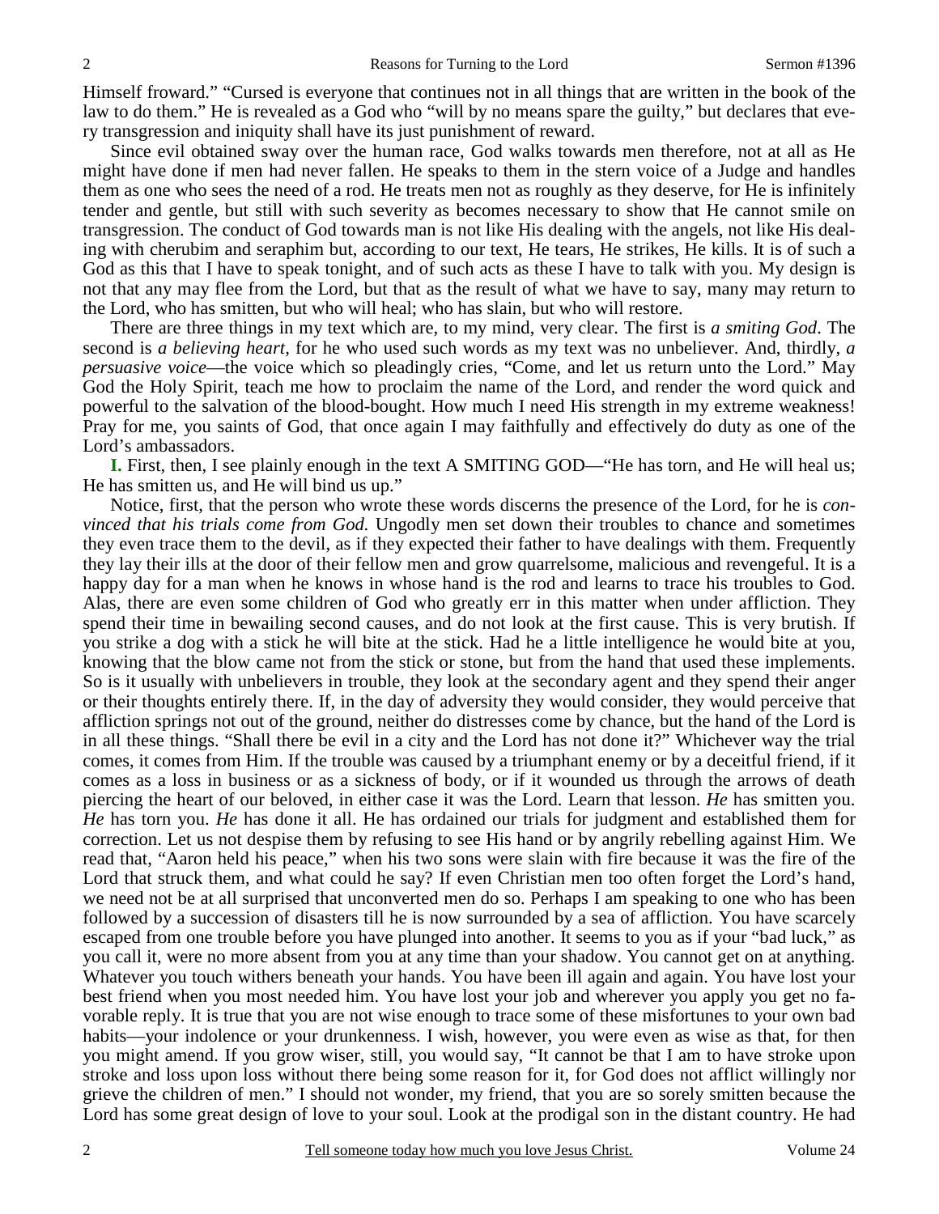Himself froward." "Cursed is everyone that continues not in all things that are written in the book of the law to do them." He is revealed as a God who "will by no means spare the guilty," but declares that every transgression and iniquity shall have its just punishment of reward.

Since evil obtained sway over the human race, God walks towards men therefore, not at all as He might have done if men had never fallen. He speaks to them in the stern voice of a Judge and handles them as one who sees the need of a rod. He treats men not as roughly as they deserve, for He is infinitely tender and gentle, but still with such severity as becomes necessary to show that He cannot smile on transgression. The conduct of God towards man is not like His dealing with the angels, not like His dealing with cherubim and seraphim but, according to our text, He tears, He strikes, He kills. It is of such a God as this that I have to speak tonight, and of such acts as these I have to talk with you. My design is not that any may flee from the Lord, but that as the result of what we have to say, many may return to the Lord, who has smitten, but who will heal; who has slain, but who will restore.

There are three things in my text which are, to my mind, very clear. The first is *a smiting God*. The second is *a believing heart*, for he who used such words as my text was no unbeliever. And, thirdly, *a persuasive voice*—the voice which so pleadingly cries, "Come, and let us return unto the Lord." May God the Holy Spirit, teach me how to proclaim the name of the Lord, and render the word quick and powerful to the salvation of the blood-bought. How much I need His strength in my extreme weakness! Pray for me, you saints of God, that once again I may faithfully and effectively do duty as one of the Lord's ambassadors.

**I.** First, then, I see plainly enough in the text A SMITING GOD—"He has torn, and He will heal us; He has smitten us, and He will bind us up."

Notice, first, that the person who wrote these words discerns the presence of the Lord, for he is *convinced that his trials come from God.* Ungodly men set down their troubles to chance and sometimes they even trace them to the devil, as if they expected their father to have dealings with them. Frequently they lay their ills at the door of their fellow men and grow quarrelsome, malicious and revengeful. It is a happy day for a man when he knows in whose hand is the rod and learns to trace his troubles to God. Alas, there are even some children of God who greatly err in this matter when under affliction. They spend their time in bewailing second causes, and do not look at the first cause. This is very brutish. If you strike a dog with a stick he will bite at the stick. Had he a little intelligence he would bite at you, knowing that the blow came not from the stick or stone, but from the hand that used these implements. So is it usually with unbelievers in trouble, they look at the secondary agent and they spend their anger or their thoughts entirely there. If, in the day of adversity they would consider, they would perceive that affliction springs not out of the ground, neither do distresses come by chance, but the hand of the Lord is in all these things. "Shall there be evil in a city and the Lord has not done it?" Whichever way the trial comes, it comes from Him. If the trouble was caused by a triumphant enemy or by a deceitful friend, if it comes as a loss in business or as a sickness of body, or if it wounded us through the arrows of death piercing the heart of our beloved, in either case it was the Lord. Learn that lesson. *He* has smitten you. *He* has torn you. *He* has done it all. He has ordained our trials for judgment and established them for correction. Let us not despise them by refusing to see His hand or by angrily rebelling against Him. We read that, "Aaron held his peace," when his two sons were slain with fire because it was the fire of the Lord that struck them, and what could he say? If even Christian men too often forget the Lord's hand, we need not be at all surprised that unconverted men do so. Perhaps I am speaking to one who has been followed by a succession of disasters till he is now surrounded by a sea of affliction. You have scarcely escaped from one trouble before you have plunged into another. It seems to you as if your "bad luck," as you call it, were no more absent from you at any time than your shadow. You cannot get on at anything. Whatever you touch withers beneath your hands. You have been ill again and again. You have lost your best friend when you most needed him. You have lost your job and wherever you apply you get no favorable reply. It is true that you are not wise enough to trace some of these misfortunes to your own bad habits—your indolence or your drunkenness. I wish, however, you were even as wise as that, for then you might amend. If you grow wiser, still, you would say, "It cannot be that I am to have stroke upon stroke and loss upon loss without there being some reason for it, for God does not afflict willingly nor grieve the children of men." I should not wonder, my friend, that you are so sorely smitten because the Lord has some great design of love to your soul. Look at the prodigal son in the distant country. He had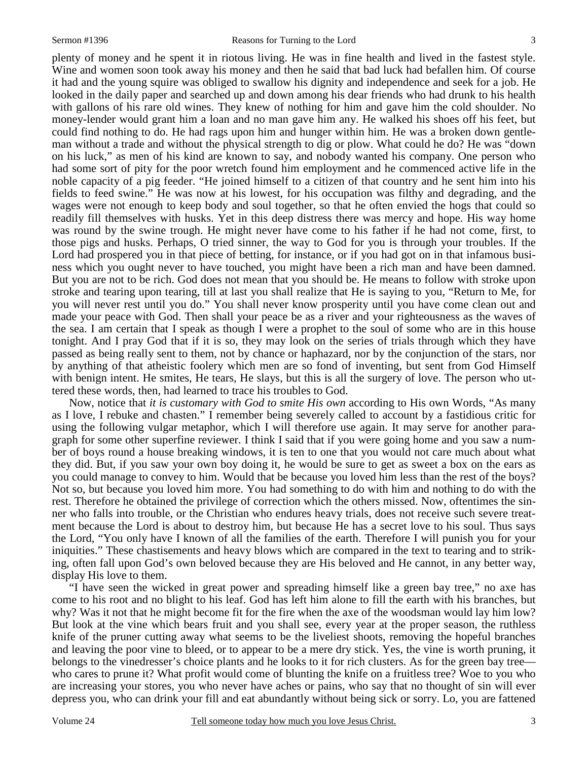plenty of money and he spent it in riotous living. He was in fine health and lived in the fastest style. Wine and women soon took away his money and then he said that bad luck had befallen him. Of course it had and the young squire was obliged to swallow his dignity and independence and seek for a job. He looked in the daily paper and searched up and down among his dear friends who had drunk to his health with gallons of his rare old wines. They knew of nothing for him and gave him the cold shoulder. No money-lender would grant him a loan and no man gave him any. He walked his shoes off his feet, but could find nothing to do. He had rags upon him and hunger within him. He was a broken down gentleman without a trade and without the physical strength to dig or plow. What could he do? He was "down on his luck," as men of his kind are known to say, and nobody wanted his company. One person who had some sort of pity for the poor wretch found him employment and he commenced active life in the noble capacity of a pig feeder. "He joined himself to a citizen of that country and he sent him into his fields to feed swine." He was now at his lowest, for his occupation was filthy and degrading, and the wages were not enough to keep body and soul together, so that he often envied the hogs that could so readily fill themselves with husks. Yet in this deep distress there was mercy and hope. His way home was round by the swine trough. He might never have come to his father if he had not come, first, to those pigs and husks. Perhaps, O tried sinner, the way to God for you is through your troubles. If the Lord had prospered you in that piece of betting, for instance, or if you had got on in that infamous business which you ought never to have touched, you might have been a rich man and have been damned. But you are not to be rich. God does not mean that you should be. He means to follow with stroke upon stroke and tearing upon tearing, till at last you shall realize that He is saying to you, "Return to Me, for you will never rest until you do." You shall never know prosperity until you have come clean out and made your peace with God. Then shall your peace be as a river and your righteousness as the waves of the sea. I am certain that I speak as though I were a prophet to the soul of some who are in this house tonight. And I pray God that if it is so, they may look on the series of trials through which they have passed as being really sent to them, not by chance or haphazard, nor by the conjunction of the stars, nor by anything of that atheistic foolery which men are so fond of inventing, but sent from God Himself with benign intent. He smites, He tears, He slays, but this is all the surgery of love. The person who uttered these words, then, had learned to trace his troubles to God.

Now, notice that *it is customary with God to smite His own* according to His own Words, "As many as I love, I rebuke and chasten." I remember being severely called to account by a fastidious critic for using the following vulgar metaphor, which I will therefore use again. It may serve for another paragraph for some other superfine reviewer. I think I said that if you were going home and you saw a number of boys round a house breaking windows, it is ten to one that you would not care much about what they did. But, if you saw your own boy doing it, he would be sure to get as sweet a box on the ears as you could manage to convey to him. Would that be because you loved him less than the rest of the boys? Not so, but because you loved him more. You had something to do with him and nothing to do with the rest. Therefore he obtained the privilege of correction which the others missed. Now, oftentimes the sinner who falls into trouble, or the Christian who endures heavy trials, does not receive such severe treatment because the Lord is about to destroy him, but because He has a secret love to his soul. Thus says the Lord, "You only have I known of all the families of the earth. Therefore I will punish you for your iniquities." These chastisements and heavy blows which are compared in the text to tearing and to striking, often fall upon God's own beloved because they are His beloved and He cannot, in any better way, display His love to them.

"I have seen the wicked in great power and spreading himself like a green bay tree," no axe has come to his root and no blight to his leaf. God has left him alone to fill the earth with his branches, but why? Was it not that he might become fit for the fire when the axe of the woodsman would lay him low? But look at the vine which bears fruit and you shall see, every year at the proper season, the ruthless knife of the pruner cutting away what seems to be the liveliest shoots, removing the hopeful branches and leaving the poor vine to bleed, or to appear to be a mere dry stick. Yes, the vine is worth pruning, it belongs to the vinedresser's choice plants and he looks to it for rich clusters. As for the green bay tree—who cares to prune it? What profit would come of blunting the knife on a fruitless tree? Woe to you who are increasing your stores, you who never have aches or pains, who say that no thought of sin will ever depress you, who can drink your fill and eat abundantly without being sick or sorry. Lo, you are fattened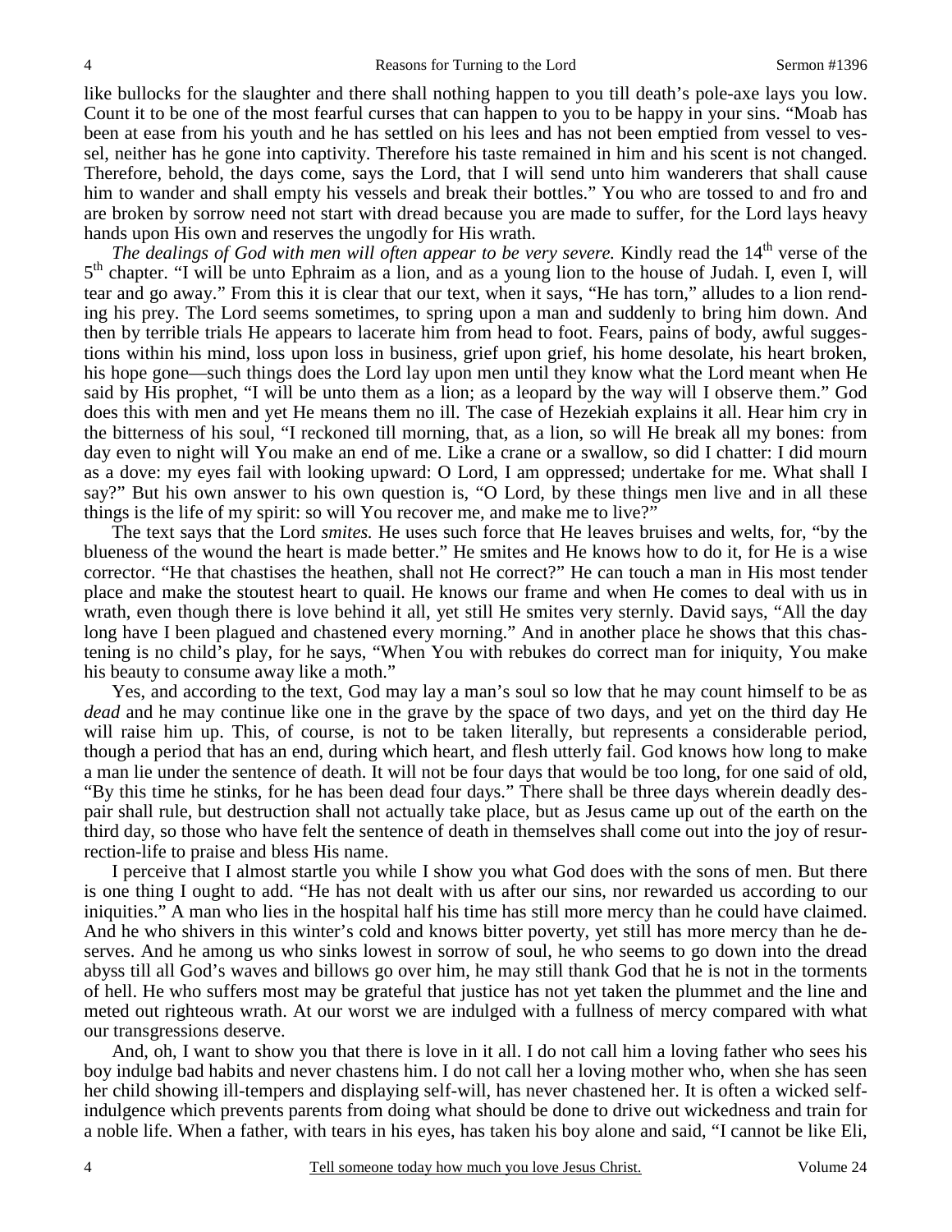like bullocks for the slaughter and there shall nothing happen to you till death's pole-axe lays you low. Count it to be one of the most fearful curses that can happen to you to be happy in your sins. "Moab has been at ease from his youth and he has settled on his lees and has not been emptied from vessel to vessel, neither has he gone into captivity. Therefore his taste remained in him and his scent is not changed. Therefore, behold, the days come, says the Lord, that I will send unto him wanderers that shall cause him to wander and shall empty his vessels and break their bottles." You who are tossed to and fro and are broken by sorrow need not start with dread because you are made to suffer, for the Lord lays heavy hands upon His own and reserves the ungodly for His wrath.

*The dealings of God with men will often appear to be very severe.* Kindly read the 14th verse of the 5th chapter. "I will be unto Ephraim as a lion, and as a young lion to the house of Judah. I, even I, will tear and go away." From this it is clear that our text, when it says, "He has torn," alludes to a lion rending his prey. The Lord seems sometimes, to spring upon a man and suddenly to bring him down. And then by terrible trials He appears to lacerate him from head to foot. Fears, pains of body, awful suggestions within his mind, loss upon loss in business, grief upon grief, his home desolate, his heart broken, his hope gone—such things does the Lord lay upon men until they know what the Lord meant when He said by His prophet, "I will be unto them as a lion; as a leopard by the way will I observe them." God does this with men and yet He means them no ill. The case of Hezekiah explains it all. Hear him cry in the bitterness of his soul, "I reckoned till morning, that, as a lion, so will He break all my bones: from day even to night will You make an end of me. Like a crane or a swallow, so did I chatter: I did mourn as a dove: my eyes fail with looking upward: O Lord, I am oppressed; undertake for me. What shall I say?" But his own answer to his own question is, "O Lord, by these things men live and in all these things is the life of my spirit: so will You recover me, and make me to live?"

The text says that the Lord *smites.* He uses such force that He leaves bruises and welts, for, "by the blueness of the wound the heart is made better." He smites and He knows how to do it, for He is a wise corrector. "He that chastises the heathen, shall not He correct?" He can touch a man in His most tender place and make the stoutest heart to quail. He knows our frame and when He comes to deal with us in wrath, even though there is love behind it all, yet still He smites very sternly. David says, "All the day long have I been plagued and chastened every morning." And in another place he shows that this chastening is no child's play, for he says, "When You with rebukes do correct man for iniquity, You make his beauty to consume away like a moth."

Yes, and according to the text, God may lay a man's soul so low that he may count himself to be as *dead* and he may continue like one in the grave by the space of two days, and yet on the third day He will raise him up. This, of course, is not to be taken literally, but represents a considerable period, though a period that has an end, during which heart, and flesh utterly fail. God knows how long to make a man lie under the sentence of death. It will not be four days that would be too long, for one said of old, "By this time he stinks, for he has been dead four days." There shall be three days wherein deadly despair shall rule, but destruction shall not actually take place, but as Jesus came up out of the earth on the third day, so those who have felt the sentence of death in themselves shall come out into the joy of resurrection-life to praise and bless His name.

I perceive that I almost startle you while I show you what God does with the sons of men. But there is one thing I ought to add. "He has not dealt with us after our sins, nor rewarded us according to our iniquities." A man who lies in the hospital half his time has still more mercy than he could have claimed. And he who shivers in this winter's cold and knows bitter poverty, yet still has more mercy than he deserves. And he among us who sinks lowest in sorrow of soul, he who seems to go down into the dread abyss till all God's waves and billows go over him, he may still thank God that he is not in the torments of hell. He who suffers most may be grateful that justice has not yet taken the plummet and the line and meted out righteous wrath. At our worst we are indulged with a fullness of mercy compared with what our transgressions deserve.

And, oh, I want to show you that there is love in it all. I do not call him a loving father who sees his boy indulge bad habits and never chastens him. I do not call her a loving mother who, when she has seen her child showing ill-tempers and displaying self-will, has never chastened her. It is often a wicked self-indulgence which prevents parents from doing what should be done to drive out wickedness and train for a noble life. When a father, with tears in his eyes, has taken his boy alone and said, "I cannot be like Eli,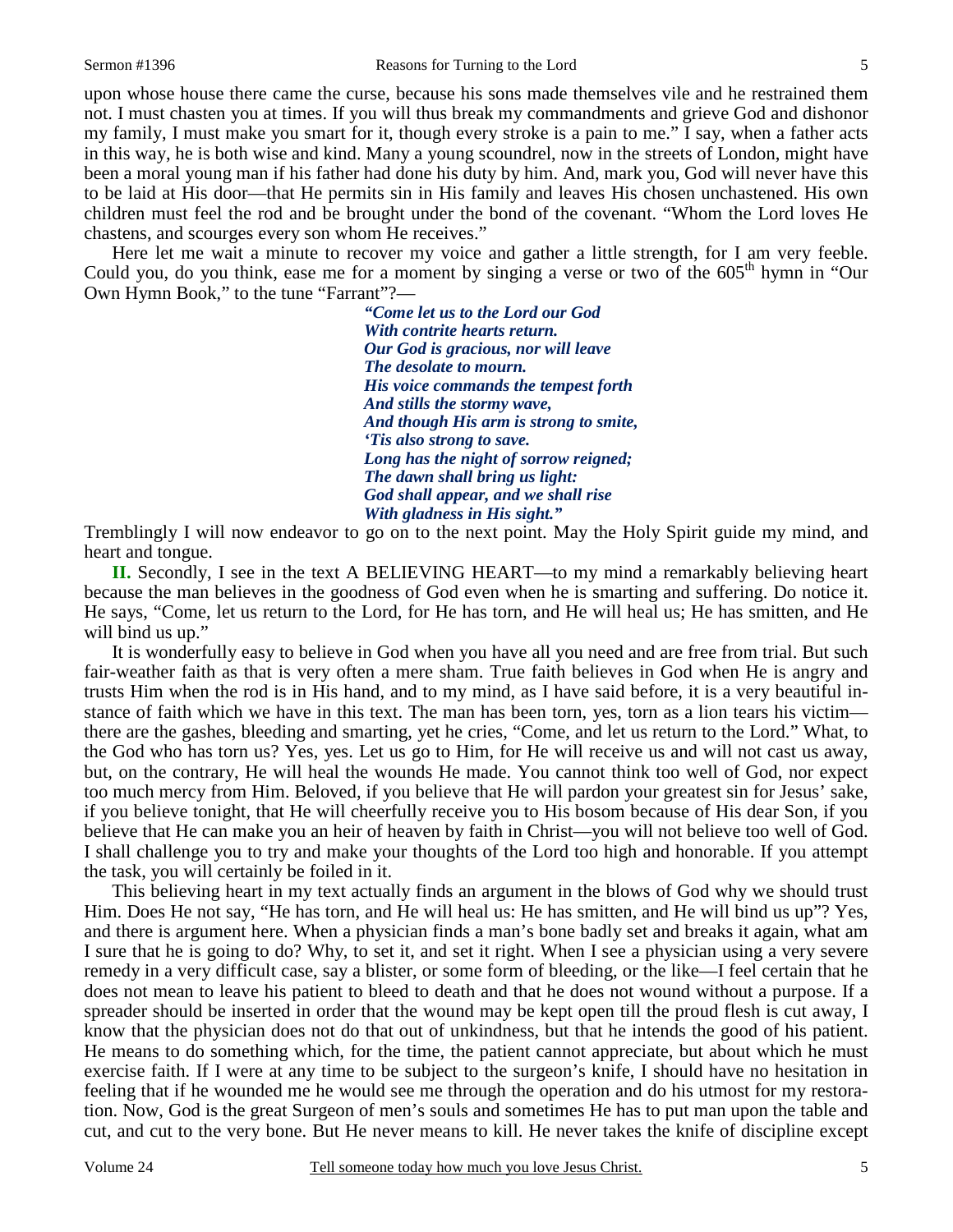upon whose house there came the curse, because his sons made themselves vile and he restrained them not. I must chasten you at times. If you will thus break my commandments and grieve God and dishonor my family, I must make you smart for it, though every stroke is a pain to me." I say, when a father acts in this way, he is both wise and kind. Many a young scoundrel, now in the streets of London, might have been a moral young man if his father had done his duty by him. And, mark you, God will never have this to be laid at His door—that He permits sin in His family and leaves His chosen unchastened. His own children must feel the rod and be brought under the bond of the covenant. "Whom the Lord loves He chastens, and scourges every son whom He receives."

Here let me wait a minute to recover my voice and gather a little strength, for I am very feeble. Could you, do you think, ease me for a moment by singing a verse or two of the 605th hymn in "Our Own Hymn Book," to the tune "Farrant"?—

> ***"Come let us to the Lord our God***
> ***With contrite hearts return.***
> ***Our God is gracious, nor will leave***
> ***The desolate to mourn.***
> ***His voice commands the tempest forth***
> ***And stills the stormy wave,***
> ***And though His arm is strong to smite,***
> ***'Tis also strong to save.***
> ***Long has the night of sorrow reigned;***
> ***The dawn shall bring us light:***
> ***God shall appear, and we shall rise***
> ***With gladness in His sight."***

Tremblingly I will now endeavor to go on to the next point. May the Holy Spirit guide my mind, and heart and tongue.

**II.** Secondly, I see in the text A BELIEVING HEART—to my mind a remarkably believing heart because the man believes in the goodness of God even when he is smarting and suffering. Do notice it. He says, "Come, let us return to the Lord, for He has torn, and He will heal us; He has smitten, and He will bind us up."

It is wonderfully easy to believe in God when you have all you need and are free from trial. But such fair-weather faith as that is very often a mere sham. True faith believes in God when He is angry and trusts Him when the rod is in His hand, and to my mind, as I have said before, it is a very beautiful instance of faith which we have in this text. The man has been torn, yes, torn as a lion tears his victim—there are the gashes, bleeding and smarting, yet he cries, "Come, and let us return to the Lord." What, to the God who has torn us? Yes, yes. Let us go to Him, for He will receive us and will not cast us away, but, on the contrary, He will heal the wounds He made. You cannot think too well of God, nor expect too much mercy from Him. Beloved, if you believe that He will pardon your greatest sin for Jesus' sake, if you believe tonight, that He will cheerfully receive you to His bosom because of His dear Son, if you believe that He can make you an heir of heaven by faith in Christ—you will not believe too well of God. I shall challenge you to try and make your thoughts of the Lord too high and honorable. If you attempt the task, you will certainly be foiled in it.

This believing heart in my text actually finds an argument in the blows of God why we should trust Him. Does He not say, "He has torn, and He will heal us: He has smitten, and He will bind us up"? Yes, and there is argument here. When a physician finds a man's bone badly set and breaks it again, what am I sure that he is going to do? Why, to set it, and set it right. When I see a physician using a very severe remedy in a very difficult case, say a blister, or some form of bleeding, or the like—I feel certain that he does not mean to leave his patient to bleed to death and that he does not wound without a purpose. If a spreader should be inserted in order that the wound may be kept open till the proud flesh is cut away, I know that the physician does not do that out of unkindness, but that he intends the good of his patient. He means to do something which, for the time, the patient cannot appreciate, but about which he must exercise faith. If I were at any time to be subject to the surgeon's knife, I should have no hesitation in feeling that if he wounded me he would see me through the operation and do his utmost for my restoration. Now, God is the great Surgeon of men's souls and sometimes He has to put man upon the table and cut, and cut to the very bone. But He never means to kill. He never takes the knife of discipline except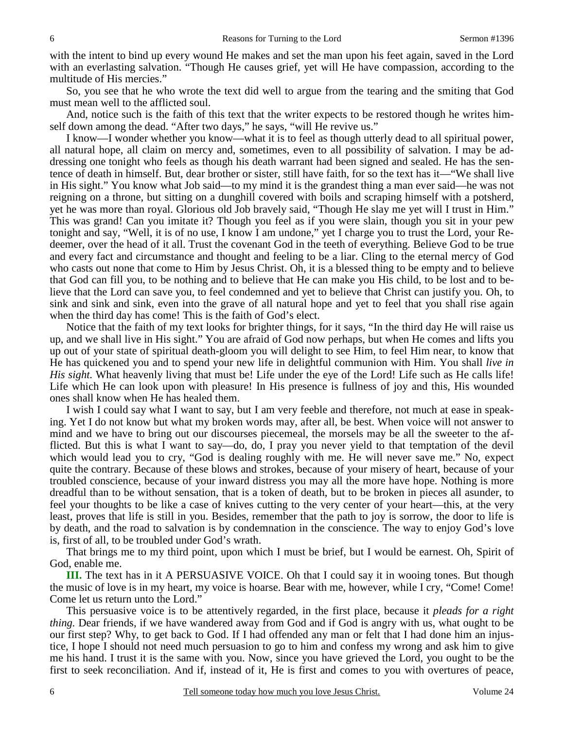with the intent to bind up every wound He makes and set the man upon his feet again, saved in the Lord with an everlasting salvation. "Though He causes grief, yet will He have compassion, according to the multitude of His mercies."

So, you see that he who wrote the text did well to argue from the tearing and the smiting that God must mean well to the afflicted soul.

And, notice such is the faith of this text that the writer expects to be restored though he writes himself down among the dead. "After two days," he says, "will He revive us."

I know—I wonder whether you know—what it is to feel as though utterly dead to all spiritual power, all natural hope, all claim on mercy and, sometimes, even to all possibility of salvation. I may be addressing one tonight who feels as though his death warrant had been signed and sealed. He has the sentence of death in himself. But, dear brother or sister, still have faith, for so the text has it—"We shall live in His sight." You know what Job said—to my mind it is the grandest thing a man ever said—he was not reigning on a throne, but sitting on a dunghill covered with boils and scraping himself with a potsherd, yet he was more than royal. Glorious old Job bravely said, "Though He slay me yet will I trust in Him." This was grand! Can you imitate it? Though you feel as if you were slain, though you sit in your pew tonight and say, "Well, it is of no use, I know I am undone," yet I charge you to trust the Lord, your Redeemer, over the head of it all. Trust the covenant God in the teeth of everything. Believe God to be true and every fact and circumstance and thought and feeling to be a liar. Cling to the eternal mercy of God who casts out none that come to Him by Jesus Christ. Oh, it is a blessed thing to be empty and to believe that God can fill you, to be nothing and to believe that He can make you His child, to be lost and to believe that the Lord can save you, to feel condemned and yet to believe that Christ can justify you. Oh, to sink and sink and sink, even into the grave of all natural hope and yet to feel that you shall rise again when the third day has come! This is the faith of God's elect.

Notice that the faith of my text looks for brighter things, for it says, "In the third day He will raise us up, and we shall live in His sight." You are afraid of God now perhaps, but when He comes and lifts you up out of your state of spiritual death-gloom you will delight to see Him, to feel Him near, to know that He has quickened you and to spend your new life in delightful communion with Him. You shall *live in His sight.* What heavenly living that must be! Life under the eye of the Lord! Life such as He calls life! Life which He can look upon with pleasure! In His presence is fullness of joy and this, His wounded ones shall know when He has healed them.

I wish I could say what I want to say, but I am very feeble and therefore, not much at ease in speaking. Yet I do not know but what my broken words may, after all, be best. When voice will not answer to mind and we have to bring out our discourses piecemeal, the morsels may be all the sweeter to the afflicted. But this is what I want to say—do, do, I pray you never yield to that temptation of the devil which would lead you to cry, "God is dealing roughly with me. He will never save me." No, expect quite the contrary. Because of these blows and strokes, because of your misery of heart, because of your troubled conscience, because of your inward distress you may all the more have hope. Nothing is more dreadful than to be without sensation, that is a token of death, but to be broken in pieces all asunder, to feel your thoughts to be like a case of knives cutting to the very center of your heart—this, at the very least, proves that life is still in you. Besides, remember that the path to joy is sorrow, the door to life is by death, and the road to salvation is by condemnation in the conscience. The way to enjoy God's love is, first of all, to be troubled under God's wrath.

That brings me to my third point, upon which I must be brief, but I would be earnest. Oh, Spirit of God, enable me.

**III.** The text has in it A PERSUASIVE VOICE. Oh that I could say it in wooing tones. But though the music of love is in my heart, my voice is hoarse. Bear with me, however, while I cry, "Come! Come! Come let us return unto the Lord."

This persuasive voice is to be attentively regarded, in the first place, because it *pleads for a right thing.* Dear friends, if we have wandered away from God and if God is angry with us, what ought to be our first step? Why, to get back to God. If I had offended any man or felt that I had done him an injustice, I hope I should not need much persuasion to go to him and confess my wrong and ask him to give me his hand. I trust it is the same with you. Now, since you have grieved the Lord, you ought to be the first to seek reconciliation. And if, instead of it, He is first and comes to you with overtures of peace,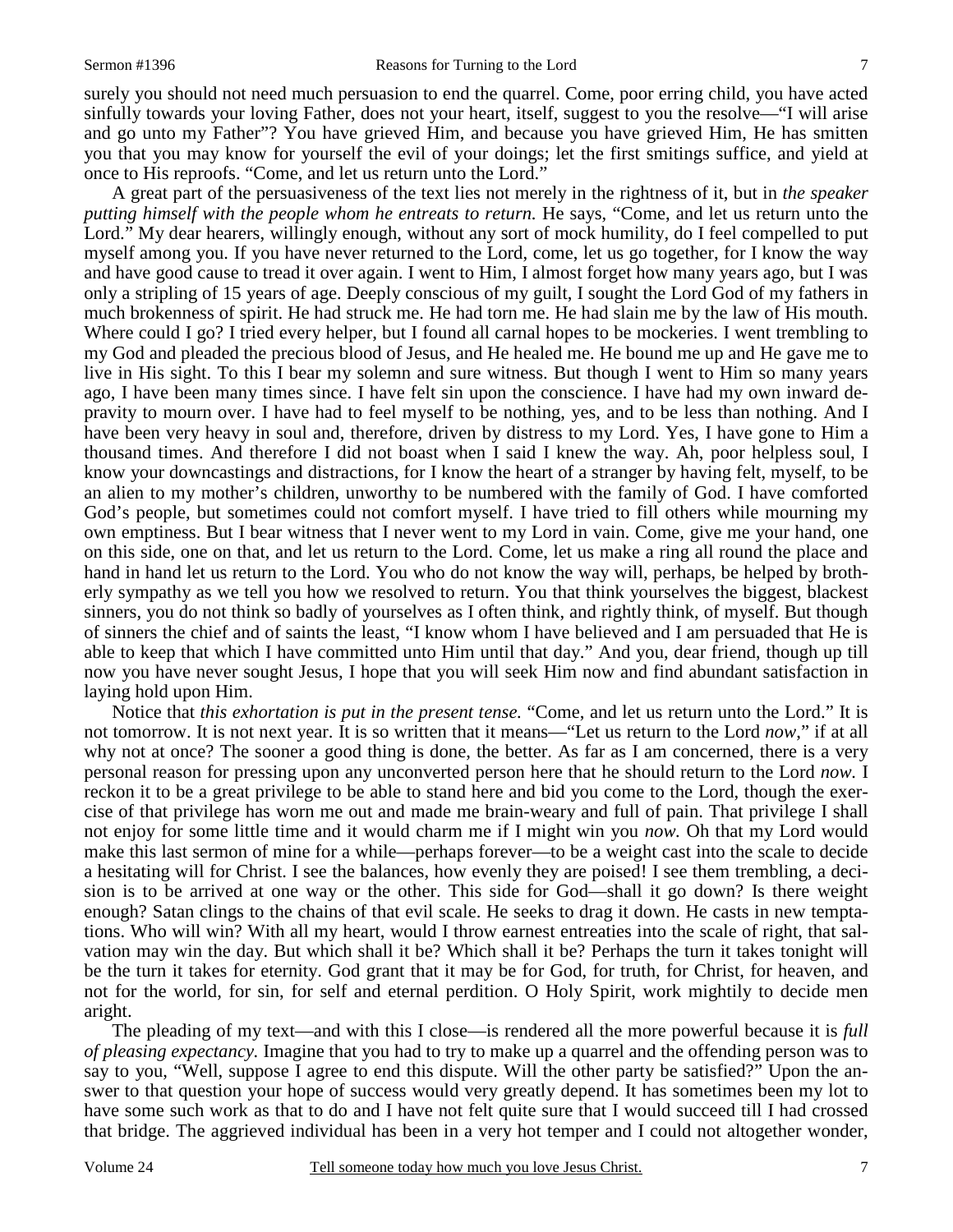surely you should not need much persuasion to end the quarrel. Come, poor erring child, you have acted sinfully towards your loving Father, does not your heart, itself, suggest to you the resolve—"I will arise and go unto my Father"? You have grieved Him, and because you have grieved Him, He has smitten you that you may know for yourself the evil of your doings; let the first smitings suffice, and yield at once to His reproofs. "Come, and let us return unto the Lord."

A great part of the persuasiveness of the text lies not merely in the rightness of it, but in *the speaker putting himself with the people whom he entreats to return.* He says, "Come, and let us return unto the Lord." My dear hearers, willingly enough, without any sort of mock humility, do I feel compelled to put myself among you. If you have never returned to the Lord, come, let us go together, for I know the way and have good cause to tread it over again. I went to Him, I almost forget how many years ago, but I was only a stripling of 15 years of age. Deeply conscious of my guilt, I sought the Lord God of my fathers in much brokenness of spirit. He had struck me. He had torn me. He had slain me by the law of His mouth. Where could I go? I tried every helper, but I found all carnal hopes to be mockeries. I went trembling to my God and pleaded the precious blood of Jesus, and He healed me. He bound me up and He gave me to live in His sight. To this I bear my solemn and sure witness. But though I went to Him so many years ago, I have been many times since. I have felt sin upon the conscience. I have had my own inward depravity to mourn over. I have had to feel myself to be nothing, yes, and to be less than nothing. And I have been very heavy in soul and, therefore, driven by distress to my Lord. Yes, I have gone to Him a thousand times. And therefore I did not boast when I said I knew the way. Ah, poor helpless soul, I know your downcastings and distractions, for I know the heart of a stranger by having felt, myself, to be an alien to my mother's children, unworthy to be numbered with the family of God. I have comforted God's people, but sometimes could not comfort myself. I have tried to fill others while mourning my own emptiness. But I bear witness that I never went to my Lord in vain. Come, give me your hand, one on this side, one on that, and let us return to the Lord. Come, let us make a ring all round the place and hand in hand let us return to the Lord. You who do not know the way will, perhaps, be helped by brotherly sympathy as we tell you how we resolved to return. You that think yourselves the biggest, blackest sinners, you do not think so badly of yourselves as I often think, and rightly think, of myself. But though of sinners the chief and of saints the least, "I know whom I have believed and I am persuaded that He is able to keep that which I have committed unto Him until that day." And you, dear friend, though up till now you have never sought Jesus, I hope that you will seek Him now and find abundant satisfaction in laying hold upon Him.

Notice that *this exhortation is put in the present tense.* "Come, and let us return unto the Lord." It is not tomorrow. It is not next year. It is so written that it means—"Let us return to the Lord *now*," if at all why not at once? The sooner a good thing is done, the better. As far as I am concerned, there is a very personal reason for pressing upon any unconverted person here that he should return to the Lord *now.* I reckon it to be a great privilege to be able to stand here and bid you come to the Lord, though the exercise of that privilege has worn me out and made me brain-weary and full of pain. That privilege I shall not enjoy for some little time and it would charm me if I might win you *now.* Oh that my Lord would make this last sermon of mine for a while—perhaps forever—to be a weight cast into the scale to decide a hesitating will for Christ. I see the balances, how evenly they are poised! I see them trembling, a decision is to be arrived at one way or the other. This side for God—shall it go down? Is there weight enough? Satan clings to the chains of that evil scale. He seeks to drag it down. He casts in new temptations. Who will win? With all my heart, would I throw earnest entreaties into the scale of right, that salvation may win the day. But which shall it be? Which shall it be? Perhaps the turn it takes tonight will be the turn it takes for eternity. God grant that it may be for God, for truth, for Christ, for heaven, and not for the world, for sin, for self and eternal perdition. O Holy Spirit, work mightily to decide men aright.

The pleading of my text—and with this I close—is rendered all the more powerful because it is *full of pleasing expectancy.* Imagine that you had to try to make up a quarrel and the offending person was to say to you, "Well, suppose I agree to end this dispute. Will the other party be satisfied?" Upon the answer to that question your hope of success would very greatly depend. It has sometimes been my lot to have some such work as that to do and I have not felt quite sure that I would succeed till I had crossed that bridge. The aggrieved individual has been in a very hot temper and I could not altogether wonder,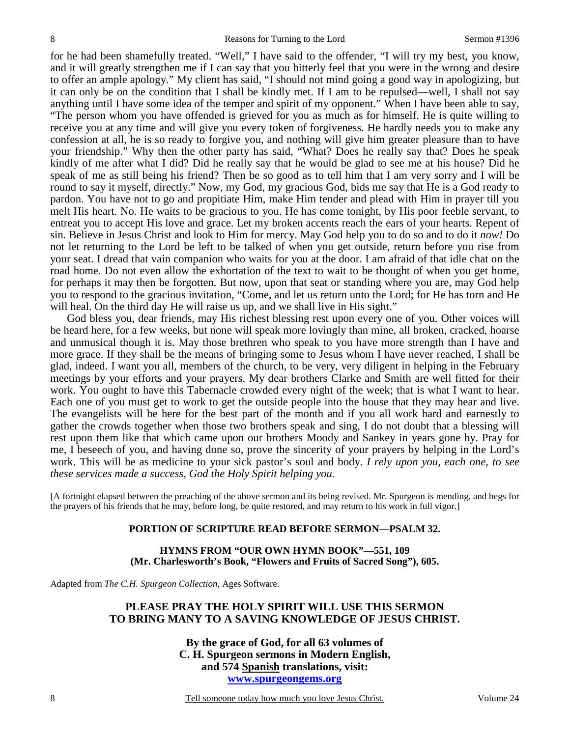for he had been shamefully treated. "Well," I have said to the offender, "I will try my best, you know, and it will greatly strengthen me if I can say that you bitterly feel that you were in the wrong and desire to offer an ample apology." My client has said, "I should not mind going a good way in apologizing, but it can only be on the condition that I shall be kindly met. If I am to be repulsed—well, I shall not say anything until I have some idea of the temper and spirit of my opponent." When I have been able to say, "The person whom you have offended is grieved for you as much as for himself. He is quite willing to receive you at any time and will give you every token of forgiveness. He hardly needs you to make any confession at all, he is so ready to forgive you, and nothing will give him greater pleasure than to have your friendship." Why then the other party has said, "What? Does he really say that? Does he speak kindly of me after what I did? Did he really say that he would be glad to see me at his house? Did he speak of me as still being his friend? Then be so good as to tell him that I am very sorry and I will be round to say it myself, directly." Now, my God, my gracious God, bids me say that He is a God ready to pardon. You have not to go and propitiate Him, make Him tender and plead with Him in prayer till you melt His heart. No. He waits to be gracious to you. He has come tonight, by His poor feeble servant, to entreat you to accept His love and grace. Let my broken accents reach the ears of your hearts. Repent of sin. Believe in Jesus Christ and look to Him for mercy. May God help you to do so and to do it *now!* Do not let returning to the Lord be left to be talked of when you get outside, return before you rise from your seat. I dread that vain companion who waits for you at the door. I am afraid of that idle chat on the road home. Do not even allow the exhortation of the text to wait to be thought of when you get home, for perhaps it may then be forgotten. But now, upon that seat or standing where you are, may God help you to respond to the gracious invitation, "Come, and let us return unto the Lord; for He has torn and He will heal. On the third day He will raise us up, and we shall live in His sight."

God bless you, dear friends, may His richest blessing rest upon every one of you. Other voices will be heard here, for a few weeks, but none will speak more lovingly than mine, all broken, cracked, hoarse and unmusical though it is. May those brethren who speak to you have more strength than I have and more grace. If they shall be the means of bringing some to Jesus whom I have never reached, I shall be glad, indeed. I want you all, members of the church, to be very, very diligent in helping in the February meetings by your efforts and your prayers. My dear brothers Clarke and Smith are well fitted for their work. You ought to have this Tabernacle crowded every night of the week; that is what I want to hear. Each one of you must get to work to get the outside people into the house that they may hear and live. The evangelists will be here for the best part of the month and if you all work hard and earnestly to gather the crowds together when those two brothers speak and sing, I do not doubt that a blessing will rest upon them like that which came upon our brothers Moody and Sankey in years gone by. Pray for me, I beseech of you, and having done so, prove the sincerity of your prayers by helping in the Lord's work. This will be as medicine to your sick pastor's soul and body. *I rely upon you, each one, to see these services made a success, God the Holy Spirit helping you.*

[A fortnight elapsed between the preaching of the above sermon and its being revised. Mr. Spurgeon is mending, and begs for the prayers of his friends that he may, before long, be quite restored, and may return to his work in full vigor.]

**PORTION OF SCRIPTURE READ BEFORE SERMON—PSALM 32.**

**HYMNS FROM "OUR OWN HYMN BOOK"—551, 109**
**(Mr. Charlesworth's Book, "Flowers and Fruits of Sacred Song"), 605.**

Adapted from *The C.H. Spurgeon Collection*, Ages Software.

**PLEASE PRAY THE HOLY SPIRIT WILL USE THIS SERMON TO BRING MANY TO A SAVING KNOWLEDGE OF JESUS CHRIST.**

**By the grace of God, for all 63 volumes of C. H. Spurgeon sermons in Modern English, and 574 Spanish translations, visit: www.spurgeongems.org**

Tell someone today how much you love Jesus Christ.